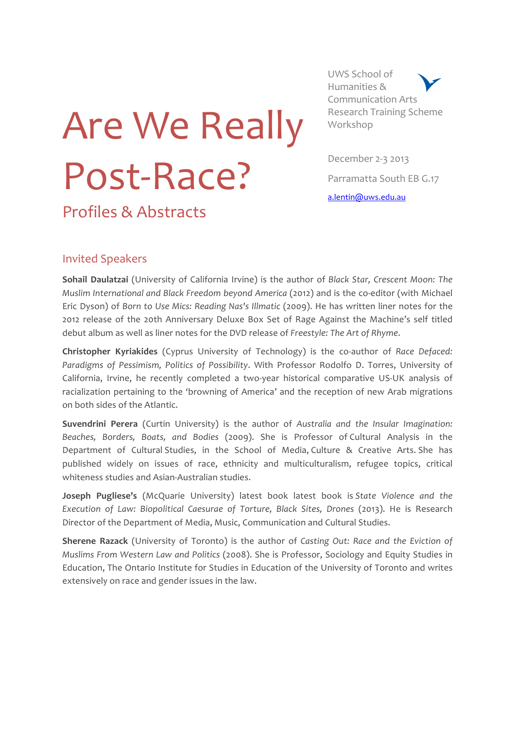# Are We Really Post-Race?

## Profiles & Abstracts

UWS School of Humanities & Communication Arts Research Training Scheme Workshop

December 2-3 2013

Parramatta South EB G.17

a.lentin@uws.edu.au

## Invited Speakers

**Sohail Daulatzai** (University of California Irvine) is the author of *Black Star, Crescent Moon: The Muslim International and Black Freedom beyond America* (2012) and is the co-editor (with Michael Eric Dyson) of *Born to Use Mics: Reading Nas's Illmatic* (2009). He has written liner notes for the 2012 release of the 20th Anniversary Deluxe Box Set of Rage Against the Machine's self titled debut album as well as liner notes for the DVD release of *Freestyle: The Art of Rhyme*.

**Christopher Kyriakides** (Cyprus University of Technology) is the co-author of *Race Defaced: Paradigms of Pessimism, Politics of Possibility*. With Professor Rodolfo D. Torres, University of California, Irvine, he recently completed a two-year historical comparative US-UK analysis of racialization pertaining to the 'browning of America' and the reception of new Arab migrations on both sides of the Atlantic.

**Suvendrini Perera** (Curtin University) is the author of *Australia and the Insular Imagination: Beaches, Borders, Boats, and Bodies* (2009). She is Professor of Cultural Analysis in the Department of Cultural Studies, in the School of Media, Culture & Creative Arts. She has published widely on issues of race, ethnicity and multiculturalism, refugee topics, critical whiteness studies and Asian-Australian studies.

**Joseph Pugliese's** (McQuarie University) latest book latest book is *State Violence and the Execution of Law: Biopolitical Caesurae of Torture, Black Sites, Drones* (2013). He is Research Director of the Department of Media, Music, Communication and Cultural Studies.

**Sherene Razack** (University of Toronto) is the author of *Casting Out: Race and the Eviction of Muslims From Western Law and Politics* (2008). She is Professor, Sociology and Equity Studies in Education, The Ontario Institute for Studies in Education of the University of Toronto and writes extensively on race and gender issues in the law.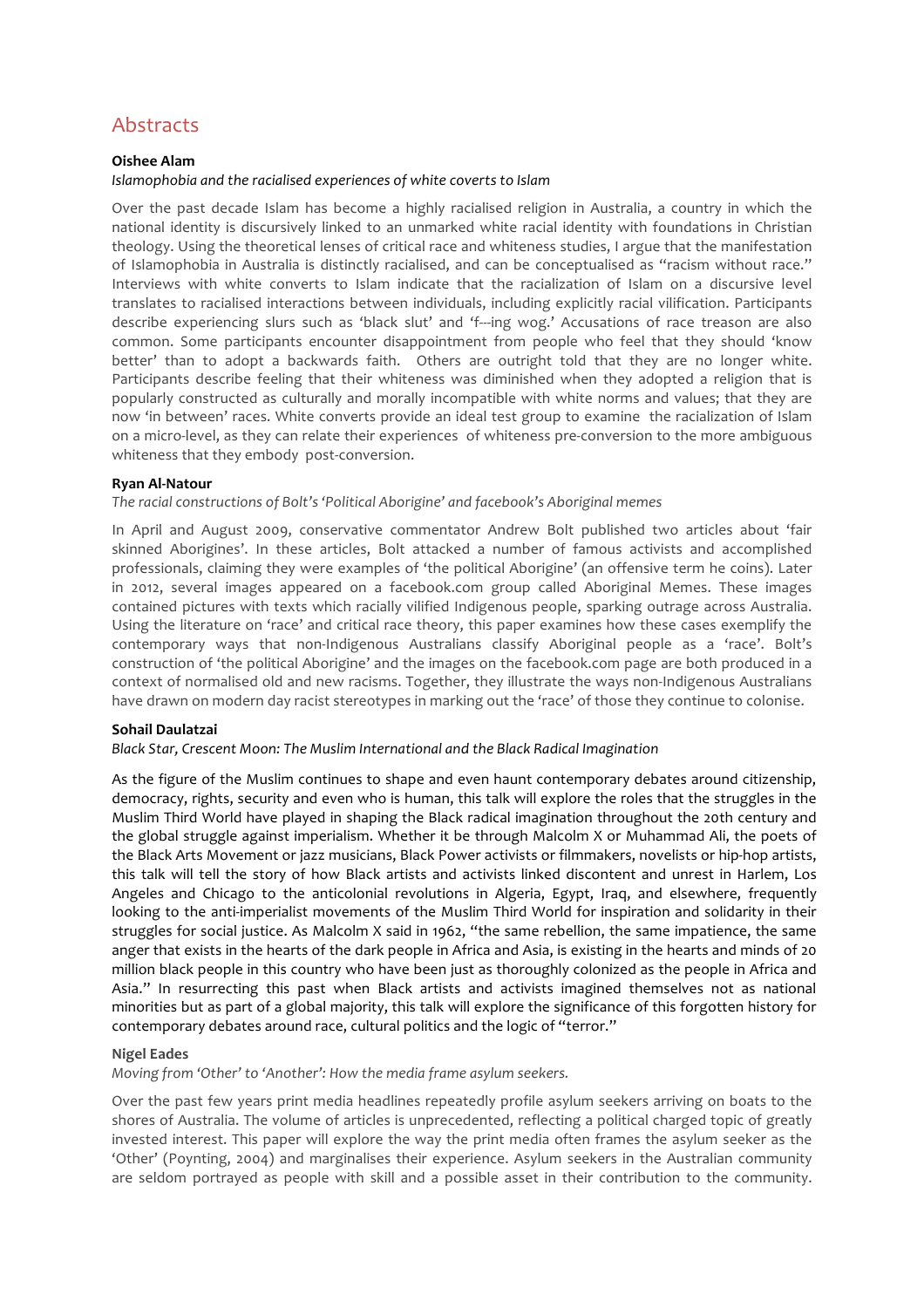## Abstracts

**Oishee Alam**

*Islamophobia and the racialised experiences of white coverts to Islam*

Over the past decade Islam has become a highly racialised religion in Australia, a country in which the national identity is discursively linked to an unmarked white racial identity with foundations in Christian theology. Using the theoretical lenses of critical race and whiteness studies, I argue that the manifestation of Islamophobia in Australia is distinctly racialised, and can be conceptualised as "racism without race." Interviews with white converts to Islam indicate that the racialization of Islam on a discursive level translates to racialised interactions between individuals, including explicitly racial vilification. Participants describe experiencing slurs such as 'black slut' and 'f---ing wog.' Accusations of race treason are also common. Some participants encounter disappointment from people who feel that they should 'know better' than to adopt a backwards faith. Others are outright told that they are no longer white. Participants describe feeling that their whiteness was diminished when they adopted a religion that is popularly constructed as culturally and morally incompatible with white norms and values; that they are now 'in between' races. White converts provide an ideal test group to examine the racialization of Islam on a micro-level, as they can relate their experiences of whiteness pre-conversion to the more ambiguous whiteness that they embody post-conversion.

**Ryan Al-Natour**

*The racial constructions of Bolt's 'Political Aborigine' and facebook's Aboriginal memes*

In April and August 2009, conservative commentator Andrew Bolt published two articles about 'fair skinned Aborigines'. In these articles, Bolt attacked a number of famous activists and accomplished professionals, claiming they were examples of 'the political Aborigine' (an offensive term he coins). Later in 2012, several images appeared on a facebook.com group called Aboriginal Memes. These images contained pictures with texts which racially vilified Indigenous people, sparking outrage across Australia. Using the literature on 'race' and critical race theory, this paper examines how these cases exemplify the contemporary ways that non-Indigenous Australians classify Aboriginal people as a 'race'. Bolt's construction of 'the political Aborigine' and the images on the facebook.com page are both produced in a context of normalised old and new racisms. Together, they illustrate the ways non-Indigenous Australians have drawn on modern day racist stereotypes in marking out the 'race' of those they continue to colonise.

**Sohail Daulatzai**

*Black Star, Crescent Moon: The Muslim International and the Black Radical Imagination*

As the figure of the Muslim continues to shape and even haunt contemporary debates around citizenship, democracy, rights, security and even who is human, this talk will explore the roles that the struggles in the Muslim Third World have played in shaping the Black radical imagination throughout the 20th century and the global struggle against imperialism. Whether it be through Malcolm X or Muhammad Ali, the poets of the Black Arts Movement or jazz musicians, Black Power activists or filmmakers, novelists or hip-hop artists, this talk will tell the story of how Black artists and activists linked discontent and unrest in Harlem, Los Angeles and Chicago to the anticolonial revolutions in Algeria, Egypt, Iraq, and elsewhere, frequently looking to the anti-imperialist movements of the Muslim Third World for inspiration and solidarity in their struggles for social justice. As Malcolm X said in 1962, "the same rebellion, the same impatience, the same anger that exists in the hearts of the dark people in Africa and Asia, is existing in the hearts and minds of 20 million black people in this country who have been just as thoroughly colonized as the people in Africa and Asia." In resurrecting this past when Black artists and activists imagined themselves not as national minorities but as part of a global majority, this talk will explore the significance of this forgotten history for contemporary debates around race, cultural politics and the logic of "terror."

**Nigel Eades**

*Moving from 'Other' to 'Another': How the media frame asylum seekers.*

Over the past few years print media headlines repeatedly profile asylum seekers arriving on boats to the shores of Australia. The volume of articles is unprecedented, reflecting a political charged topic of greatly invested interest. This paper will explore the way the print media often frames the asylum seeker as the 'Other' (Poynting, 2004) and marginalises their experience. Asylum seekers in the Australian community are seldom portrayed as people with skill and a possible asset in their contribution to the community.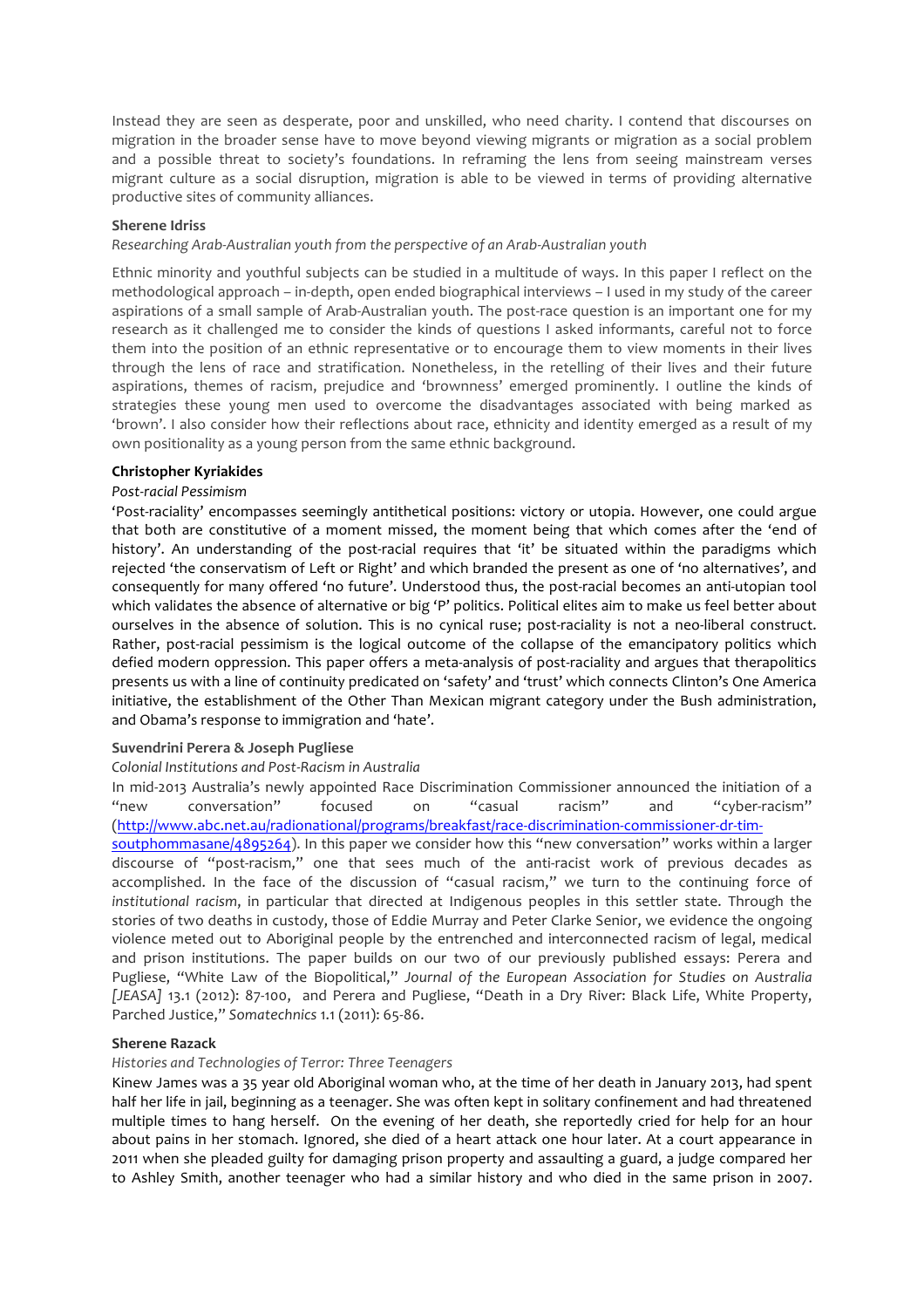Instead they are seen as desperate, poor and unskilled, who need charity. I contend that discourses on migration in the broader sense have to move beyond viewing migrants or migration as a social problem and a possible threat to society's foundations. In reframing the lens from seeing mainstream verses migrant culture as a social disruption, migration is able to be viewed in terms of providing alternative productive sites of community alliances.

**Sherene Idriss**

*Researching Arab-Australian youth from the perspective of an Arab-Australian youth*

Ethnic minority and youthful subjects can be studied in a multitude of ways. In this paper I reflect on the methodological approach – in-depth, open ended biographical interviews – I used in my study of the career aspirations of a small sample of Arab-Australian youth. The post-race question is an important one for my research as it challenged me to consider the kinds of questions I asked informants, careful not to force them into the position of an ethnic representative or to encourage them to view moments in their lives through the lens of race and stratification. Nonetheless, in the retelling of their lives and their future aspirations, themes of racism, prejudice and 'brownness' emerged prominently. I outline the kinds of strategies these young men used to overcome the disadvantages associated with being marked as 'brown'. I also consider how their reflections about race, ethnicity and identity emerged as a result of my own positionality as a young person from the same ethnic background.

**Christopher Kyriakides**

*Post-racial Pessimism*

'Post-raciality' encompasses seemingly antithetical positions: victory or utopia. However, one could argue that both are constitutive of a moment missed, the moment being that which comes after the 'end of history'. An understanding of the post-racial requires that 'it' be situated within the paradigms which rejected 'the conservatism of Left or Right' and which branded the present as one of 'no alternatives', and consequently for many offered 'no future'. Understood thus, the post-racial becomes an anti-utopian tool which validates the absence of alternative or big 'P' politics. Political elites aim to make us feel better about ourselves in the absence of solution. This is no cynical ruse; post-raciality is not a neo-liberal construct. Rather, post-racial pessimism is the logical outcome of the collapse of the emancipatory politics which defied modern oppression. This paper offers a meta-analysis of post-raciality and argues that therapolitics presents us with a line of continuity predicated on 'safety' and 'trust' which connects Clinton's One America initiative, the establishment of the Other Than Mexican migrant category under the Bush administration, and Obama's response to immigration and 'hate'.

**Suvendrini Perera & Joseph Pugliese**

*Colonial Institutions and Post-Racism in Australia*

In mid-2013 Australia's newly appointed Race Discrimination Commissioner announced the initiation of a "new conversation" focused on "casual racism" and "cyber-racism" (http://www.abc.net.au/radionational/programs/breakfast/race-discrimination-commissioner-dr-tim-soutphommasane/4895264). In this paper we consider how this "new conversation" works within a larger discourse of "post-racism," one that sees much of the anti-racist work of previous decades as accomplished. In the face of the discussion of "casual racism," we turn to the continuing force of *institutional racism*, in particular that directed at Indigenous peoples in this settler state. Through the stories of two deaths in custody, those of Eddie Murray and Peter Clarke Senior, we evidence the ongoing violence meted out to Aboriginal people by the entrenched and interconnected racism of legal, medical and prison institutions. The paper builds on our two of our previously published essays: Perera and Pugliese, "White Law of the Biopolitical," *Journal of the European Association for Studies on Australia [JEASA]* 13.1 (2012): 87-100, and Perera and Pugliese, "Death in a Dry River: Black Life, White Property, Parched Justice," *Somatechnics* 1.1 (2011): 65-86.

**Sherene Razack**

*Histories and Technologies of Terror: Three Teenagers*

Kinew James was a 35 year old Aboriginal woman who, at the time of her death in January 2013, had spent half her life in jail, beginning as a teenager. She was often kept in solitary confinement and had threatened multiple times to hang herself. On the evening of her death, she reportedly cried for help for an hour about pains in her stomach. Ignored, she died of a heart attack one hour later. At a court appearance in 2011 when she pleaded guilty for damaging prison property and assaulting a guard, a judge compared her to Ashley Smith, another teenager who had a similar history and who died in the same prison in 2007.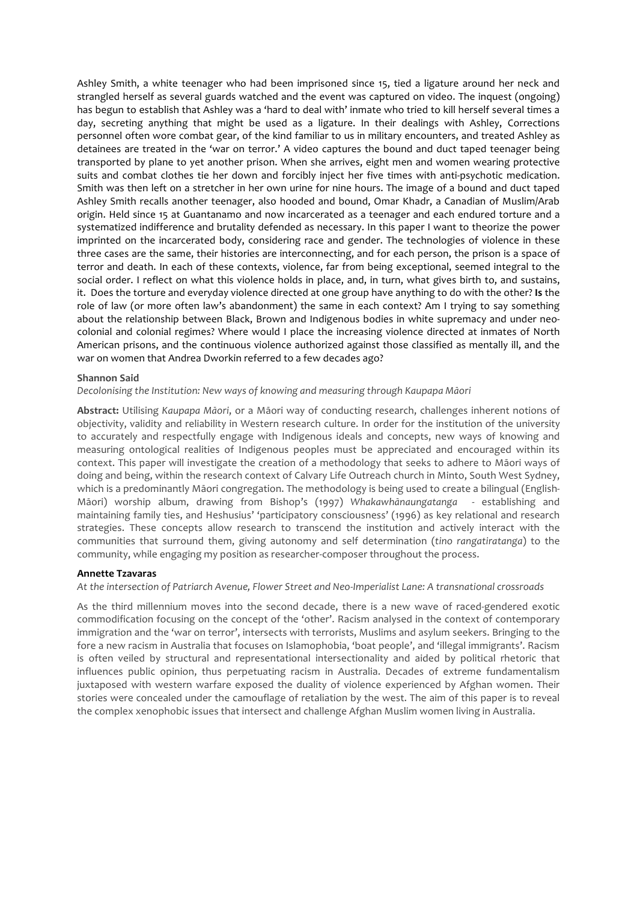Ashley Smith, a white teenager who had been imprisoned since 15, tied a ligature around her neck and strangled herself as several guards watched and the event was captured on video. The inquest (ongoing) has begun to establish that Ashley was a 'hard to deal with' inmate who tried to kill herself several times a day, secreting anything that might be used as a ligature. In their dealings with Ashley, Corrections personnel often wore combat gear, of the kind familiar to us in military encounters, and treated Ashley as detainees are treated in the 'war on terror.' A video captures the bound and duct taped teenager being transported by plane to yet another prison. When she arrives, eight men and women wearing protective suits and combat clothes tie her down and forcibly inject her five times with anti-psychotic medication. Smith was then left on a stretcher in her own urine for nine hours. The image of a bound and duct taped Ashley Smith recalls another teenager, also hooded and bound, Omar Khadr, a Canadian of Muslim/Arab origin. Held since 15 at Guantanamo and now incarcerated as a teenager and each endured torture and a systematized indifference and brutality defended as necessary. In this paper I want to theorize the power imprinted on the incarcerated body, considering race and gender. The technologies of violence in these three cases are the same, their histories are interconnecting, and for each person, the prison is a space of terror and death. In each of these contexts, violence, far from being exceptional, seemed integral to the social order. I reflect on what this violence holds in place, and, in turn, what gives birth to, and sustains, it. Does the torture and everyday violence directed at one group have anything to do with the other? **Is** the role of law (or more often law's abandonment) the same in each context? Am I trying to say something about the relationship between Black, Brown and Indigenous bodies in white supremacy and under neo-colonial and colonial regimes? Where would I place the increasing violence directed at inmates of North American prisons, and the continuous violence authorized against those classified as mentally ill, and the war on women that Andrea Dworkin referred to a few decades ago?

**Shannon Said**

*Decolonising the Institution: New ways of knowing and measuring through Kaupapa Māori*

**Abstract:** Utilising *Kaupapa Māori*, or a Māori way of conducting research, challenges inherent notions of objectivity, validity and reliability in Western research culture. In order for the institution of the university to accurately and respectfully engage with Indigenous ideals and concepts, new ways of knowing and measuring ontological realities of Indigenous peoples must be appreciated and encouraged within its context. This paper will investigate the creation of a methodology that seeks to adhere to Māori ways of doing and being, within the research context of Calvary Life Outreach church in Minto, South West Sydney, which is a predominantly Māori congregation. The methodology is being used to create a bilingual (English-Māori) worship album, drawing from Bishop's (1997) *Whakawhānaungatanga* - establishing and maintaining family ties, and Heshusius' 'participatory consciousness' (1996) as key relational and research strategies. These concepts allow research to transcend the institution and actively interact with the communities that surround them, giving autonomy and self determination (*tino rangatiratanga*) to the community, while engaging my position as researcher-composer throughout the process.

**Annette Tzavaras**

*At the intersection of Patriarch Avenue, Flower Street and Neo-Imperialist Lane: A transnational crossroads*

As the third millennium moves into the second decade, there is a new wave of raced-gendered exotic commodification focusing on the concept of the 'other'. Racism analysed in the context of contemporary immigration and the 'war on terror', intersects with terrorists, Muslims and asylum seekers. Bringing to the fore a new racism in Australia that focuses on Islamophobia, 'boat people', and 'illegal immigrants'. Racism is often veiled by structural and representational intersectionality and aided by political rhetoric that influences public opinion, thus perpetuating racism in Australia. Decades of extreme fundamentalism juxtaposed with western warfare exposed the duality of violence experienced by Afghan women. Their stories were concealed under the camouflage of retaliation by the west. The aim of this paper is to reveal the complex xenophobic issues that intersect and challenge Afghan Muslim women living in Australia.